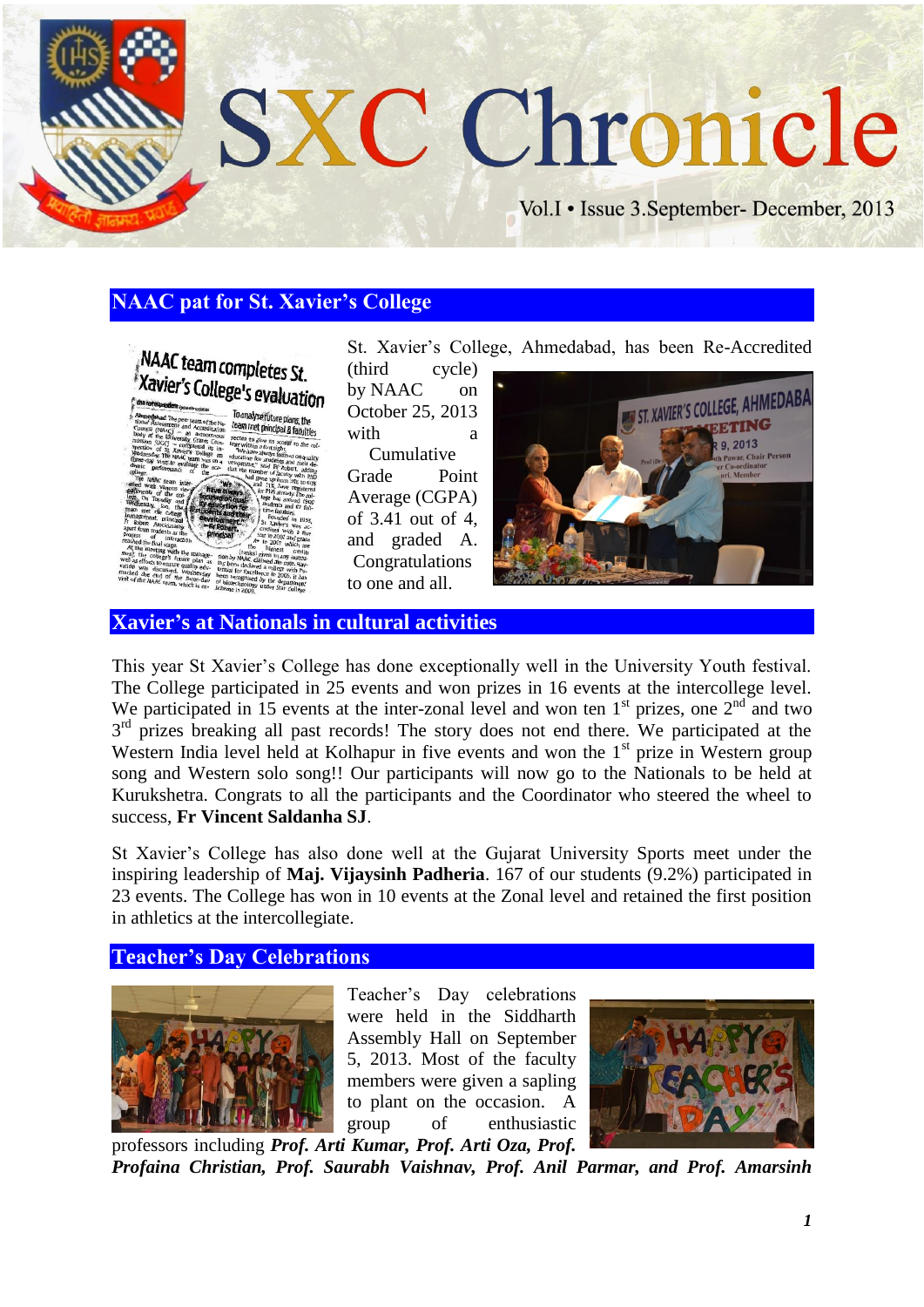# SXC Chronicle

Vol.I • Issue 3.September- December, 2013

## NAAC pat for St. Xavier's College

St. Xavier's College, Ahmedabad, has been Re-Accredited (third cycle) by NAAC on October 25, 2013 with a Cumulative Grade Point Average (CGPA) of 3.41 out of 4, and graded A. Congratulations to one and all.

## Xavier's at Nationals in cultural activities

This year St Xavier's College has done exceptionally well in the University Youth festival. The College participated in 25 events and won prizes in 16 events at the intercollege level. We participated in 15 events at the inter-zonal level and won ten 1st prizes, one 2nd and two 3rd prizes breaking all past records! The story does not end there. We participated at the Western India level held at Kolhapur in five events and won the 1st prize in Western group song and Western solo song!! Our participants will now go to the Nationals to be held at Kurukshetra. Congrats to all the participants and the Coordinator who steered the wheel to success, **Fr Vincent Saldanha SJ**.

St Xavier's College has also done well at the Gujarat University Sports meet under the inspiring leadership of **Maj. Vijaysinh Padheria**. 167 of our students (9.2%) participated in 23 events. The College has won in 10 events at the Zonal level and retained the first position in athletics at the intercollegiate.

## Teacher's Day Celebrations

Teacher's Day celebrations were held in the Siddharth Assembly Hall on September 5, 2013. Most of the faculty members were given a sapling to plant on the occasion. A group of enthusiastic professors including ***Prof. Arti Kumar, Prof. Arti Oza, Prof. Profaina Christian, Prof. Saurabh Vaishnav, Prof. Anil Parmar, and Prof. Amarsinh***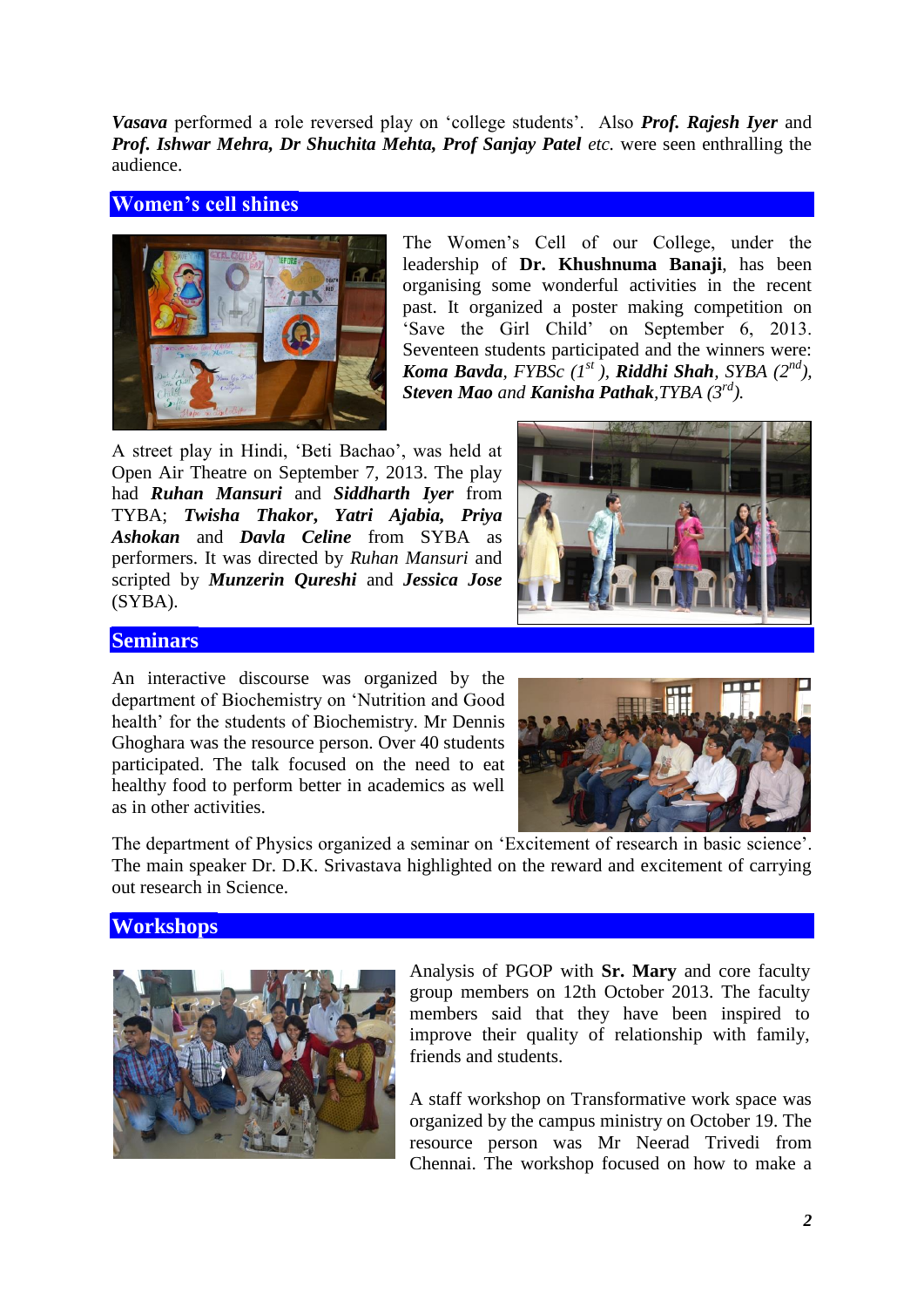***Vasava*** performed a role reversed play on 'college students'. Also ***Prof. Rajesh Iyer*** and ***Prof. Ishwar Mehra, Dr Shuchita Mehta, Prof Sanjay Patel*** *etc.* were seen enthralling the audience.

## Women's cell shines

The Women's Cell of our College, under the leadership of **Dr. Khushnuma Banaji**, has been organising some wonderful activities in the recent past. It organized a poster making competition on 'Save the Girl Child' on September 6, 2013. Seventeen students participated and the winners were: ***Koma Bavda***, *FYBSc (1st ),* ***Riddhi Shah***, *SYBA (2nd),* ***Steven Mao*** *and* ***Kanisha Pathak***,*TYBA (3rd).*

A street play in Hindi, 'Beti Bachao', was held at Open Air Theatre on September 7, 2013. The play had ***Ruhan Mansuri*** and ***Siddharth Iyer*** from TYBA; ***Twisha Thakor, Yatri Ajabia, Priya Ashokan*** and ***Davla Celine*** from SYBA as performers. It was directed by *Ruhan Mansuri* and scripted by ***Munzerin Qureshi*** and ***Jessica Jose*** (SYBA).

## Seminars

An interactive discourse was organized by the department of Biochemistry on 'Nutrition and Good health' for the students of Biochemistry. Mr Dennis Ghoghara was the resource person. Over 40 students participated. The talk focused on the need to eat healthy food to perform better in academics as well as in other activities.

The department of Physics organized a seminar on 'Excitement of research in basic science'. The main speaker Dr. D.K. Srivastava highlighted on the reward and excitement of carrying out research in Science.

## Workshops

Analysis of PGOP with **Sr. Mary** and core faculty group members on 12th October 2013. The faculty members said that they have been inspired to improve their quality of relationship with family, friends and students.

A staff workshop on Transformative work space was organized by the campus ministry on October 19. The resource person was Mr Neerad Trivedi from Chennai. The workshop focused on how to make a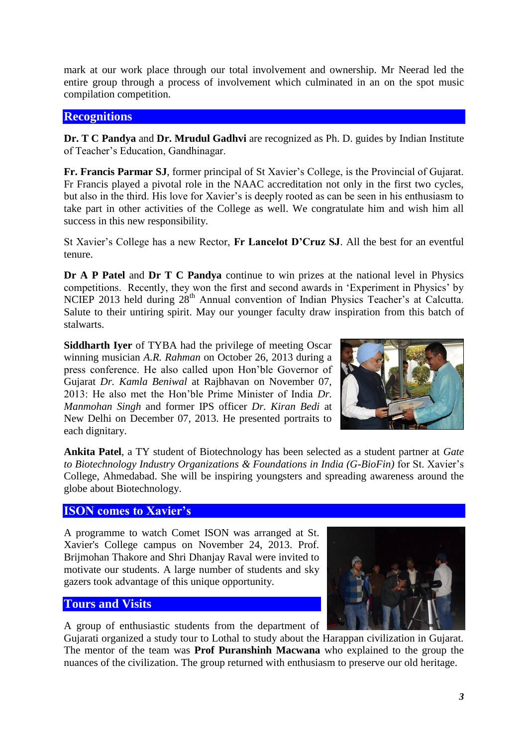mark at our work place through our total involvement and ownership. Mr Neerad led the entire group through a process of involvement which culminated in an on the spot music compilation competition.

## Recognitions

**Dr. T C Pandya** and **Dr. Mrudul Gadhvi** are recognized as Ph. D. guides by Indian Institute of Teacher's Education, Gandhinagar.

**Fr. Francis Parmar SJ**, former principal of St Xavier's College, is the Provincial of Gujarat. Fr Francis played a pivotal role in the NAAC accreditation not only in the first two cycles, but also in the third. His love for Xavier's is deeply rooted as can be seen in his enthusiasm to take part in other activities of the College as well. We congratulate him and wish him all success in this new responsibility.

St Xavier's College has a new Rector, **Fr Lancelot D'Cruz SJ**. All the best for an eventful tenure.

**Dr A P Patel** and **Dr T C Pandya** continue to win prizes at the national level in Physics competitions. Recently, they won the first and second awards in 'Experiment in Physics' by NCIEP 2013 held during 28th Annual convention of Indian Physics Teacher's at Calcutta. Salute to their untiring spirit. May our younger faculty draw inspiration from this batch of stalwarts.

**Siddharth Iyer** of TYBA had the privilege of meeting Oscar winning musician *A.R. Rahman* on October 26, 2013 during a press conference. He also called upon Hon'ble Governor of Gujarat *Dr. Kamla Beniwal* at Rajbhavan on November 07, 2013: He also met the Hon'ble Prime Minister of India *Dr. Manmohan Singh* and former IPS officer *Dr. Kiran Bedi* at New Delhi on December 07, 2013. He presented portraits to each dignitary.

**Ankita Patel**, a TY student of Biotechnology has been selected as a student partner at *Gate to Biotechnology Industry Organizations & Foundations in India (G-BioFin)* for St. Xavier's College, Ahmedabad. She will be inspiring youngsters and spreading awareness around the globe about Biotechnology.

## ISON comes to Xavier's

A programme to watch Comet ISON was arranged at St. Xavier's College campus on November 24, 2013. Prof. Brijmohan Thakore and Shri Dhanjay Raval were invited to motivate our students. A large number of students and sky gazers took advantage of this unique opportunity.

## Tours and Visits

A group of enthusiastic students from the department of Gujarati organized a study tour to Lothal to study about the Harappan civilization in Gujarat. The mentor of the team was **Prof Puranshinh Macwana** who explained to the group the nuances of the civilization. The group returned with enthusiasm to preserve our old heritage.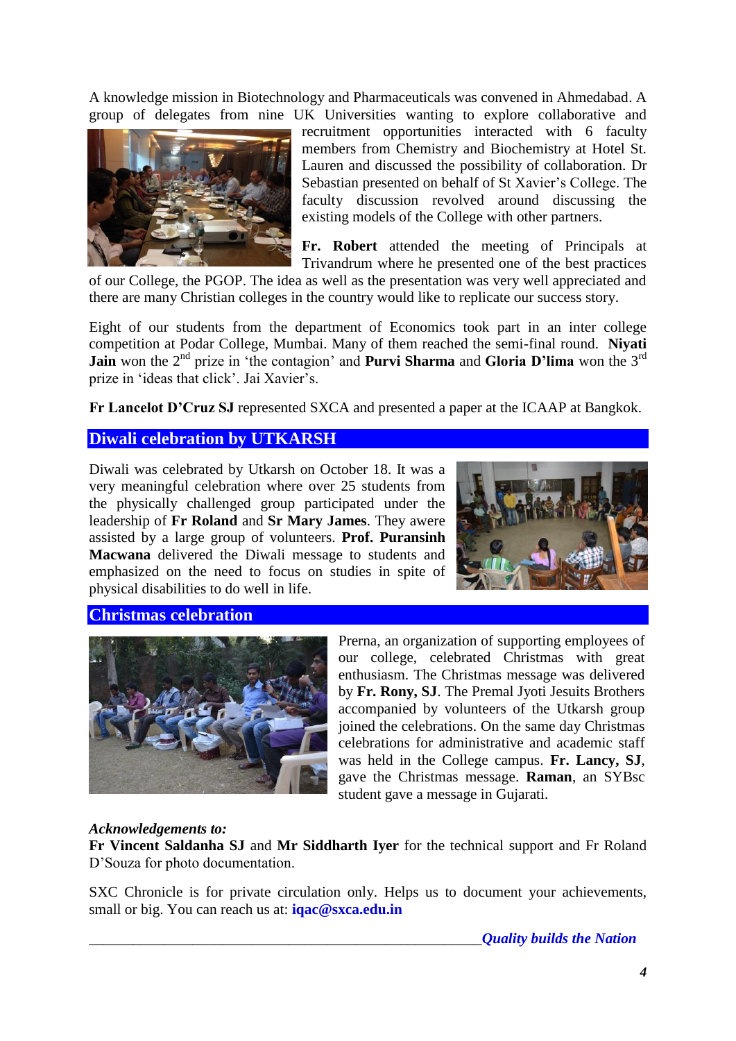A knowledge mission in Biotechnology and Pharmaceuticals was convened in Ahmedabad. A group of delegates from nine UK Universities wanting to explore collaborative and recruitment opportunities interacted with 6 faculty members from Chemistry and Biochemistry at Hotel St. Lauren and discussed the possibility of collaboration. Dr Sebastian presented on behalf of St Xavier's College. The faculty discussion revolved around discussing the existing models of the College with other partners.

**Fr. Robert** attended the meeting of Principals at Trivandrum where he presented one of the best practices of our College, the PGOP. The idea as well as the presentation was very well appreciated and there are many Christian colleges in the country would like to replicate our success story.

Eight of our students from the department of Economics took part in an inter college competition at Podar College, Mumbai. Many of them reached the semi-final round. **Niyati Jain** won the 2nd prize in 'the contagion' and **Purvi Sharma** and **Gloria D'lima** won the 3rd prize in 'ideas that click'. Jai Xavier's.

**Fr Lancelot D'Cruz SJ** represented SXCA and presented a paper at the ICAAP at Bangkok.

## Diwali celebration by UTKARSH

Diwali was celebrated by Utkarsh on October 18. It was a very meaningful celebration where over 25 students from the physically challenged group participated under the leadership of **Fr Roland** and **Sr Mary James**. They awere assisted by a large group of volunteers. **Prof. Puransinh Macwana** delivered the Diwali message to students and emphasized on the need to focus on studies in spite of physical disabilities to do well in life.

## Christmas celebration

Prerna, an organization of supporting employees of our college, celebrated Christmas with great enthusiasm. The Christmas message was delivered by **Fr. Rony, SJ**. The Premal Jyoti Jesuits Brothers accompanied by volunteers of the Utkarsh group joined the celebrations. On the same day Christmas celebrations for administrative and academic staff was held in the College campus. **Fr. Lancy, SJ**, gave the Christmas message. **Raman**, an SYBsc student gave a message in Gujarati.

***Acknowledgements to:***

**Fr Vincent Saldanha SJ** and **Mr Siddharth Iyer** for the technical support and Fr Roland D'Souza for photo documentation.

SXC Chronicle is for private circulation only. Helps us to document your achievements, small or big. You can reach us at: **iqac@sxca.edu.in**

***Quality builds the Nation***